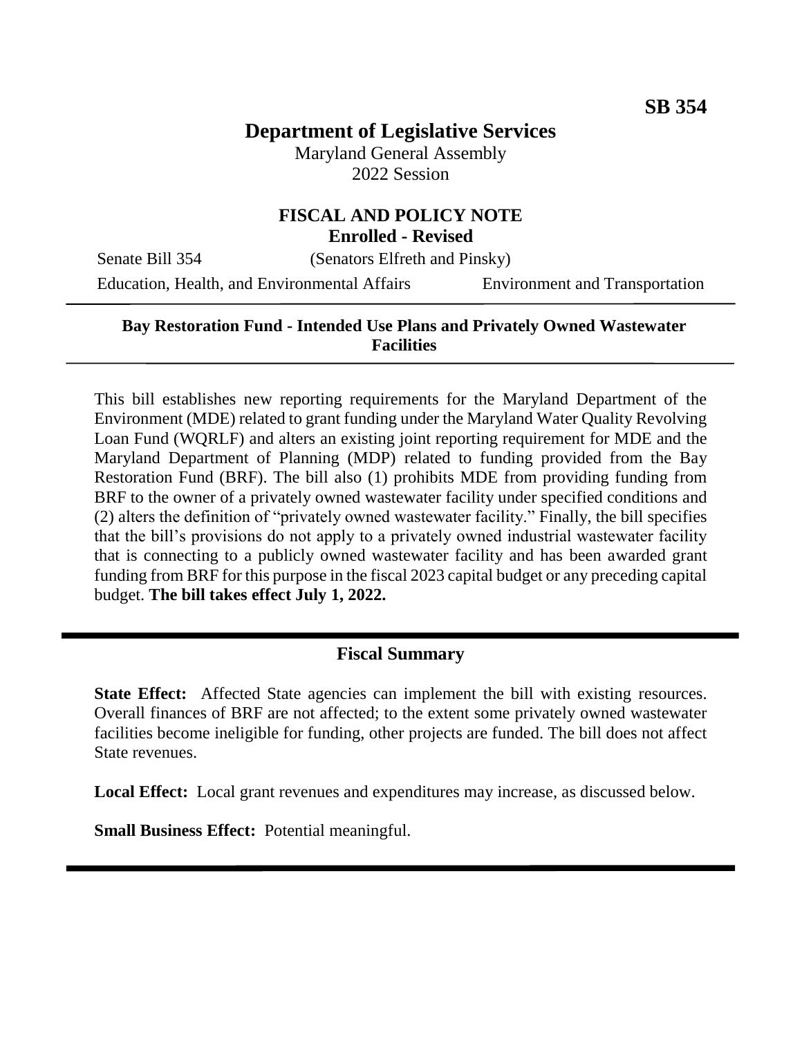**SB 354**

# Department of Legislative Services

Maryland General Assembly
2022 Session

## FISCAL AND POLICY NOTE
**Enrolled - Revised**

Senate Bill 354 (Senators Elfreth and Pinsky)

Education, Health, and Environmental Affairs Environment and Transportation

---

**Bay Restoration Fund - Intended Use Plans and Privately Owned Wastewater Facilities**

---

This bill establishes new reporting requirements for the Maryland Department of the Environment (MDE) related to grant funding under the Maryland Water Quality Revolving Loan Fund (WQRLF) and alters an existing joint reporting requirement for MDE and the Maryland Department of Planning (MDP) related to funding provided from the Bay Restoration Fund (BRF). The bill also (1) prohibits MDE from providing funding from BRF to the owner of a privately owned wastewater facility under specified conditions and (2) alters the definition of "privately owned wastewater facility." Finally, the bill specifies that the bill's provisions do not apply to a privately owned industrial wastewater facility that is connecting to a publicly owned wastewater facility and has been awarded grant funding from BRF for this purpose in the fiscal 2023 capital budget or any preceding capital budget. **The bill takes effect July 1, 2022.**

---

## Fiscal Summary

**State Effect:** Affected State agencies can implement the bill with existing resources. Overall finances of BRF are not affected; to the extent some privately owned wastewater facilities become ineligible for funding, other projects are funded. The bill does not affect State revenues.

**Local Effect:** Local grant revenues and expenditures may increase, as discussed below.

**Small Business Effect:** Potential meaningful.

---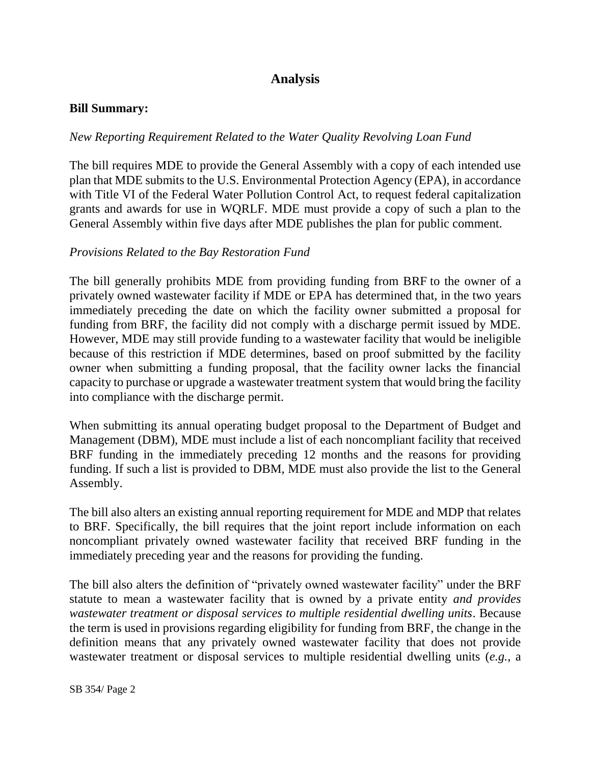## Analysis

**Bill Summary:**

*New Reporting Requirement Related to the Water Quality Revolving Loan Fund*

The bill requires MDE to provide the General Assembly with a copy of each intended use plan that MDE submits to the U.S. Environmental Protection Agency (EPA), in accordance with Title VI of the Federal Water Pollution Control Act, to request federal capitalization grants and awards for use in WQRLF. MDE must provide a copy of such a plan to the General Assembly within five days after MDE publishes the plan for public comment.

*Provisions Related to the Bay Restoration Fund*

The bill generally prohibits MDE from providing funding from BRF to the owner of a privately owned wastewater facility if MDE or EPA has determined that, in the two years immediately preceding the date on which the facility owner submitted a proposal for funding from BRF, the facility did not comply with a discharge permit issued by MDE. However, MDE may still provide funding to a wastewater facility that would be ineligible because of this restriction if MDE determines, based on proof submitted by the facility owner when submitting a funding proposal, that the facility owner lacks the financial capacity to purchase or upgrade a wastewater treatment system that would bring the facility into compliance with the discharge permit.

When submitting its annual operating budget proposal to the Department of Budget and Management (DBM), MDE must include a list of each noncompliant facility that received BRF funding in the immediately preceding 12 months and the reasons for providing funding. If such a list is provided to DBM, MDE must also provide the list to the General Assembly.

The bill also alters an existing annual reporting requirement for MDE and MDP that relates to BRF. Specifically, the bill requires that the joint report include information on each noncompliant privately owned wastewater facility that received BRF funding in the immediately preceding year and the reasons for providing the funding.

The bill also alters the definition of "privately owned wastewater facility" under the BRF statute to mean a wastewater facility that is owned by a private entity *and provides wastewater treatment or disposal services to multiple residential dwelling units*. Because the term is used in provisions regarding eligibility for funding from BRF, the change in the definition means that any privately owned wastewater facility that does not provide wastewater treatment or disposal services to multiple residential dwelling units (*e.g.*, a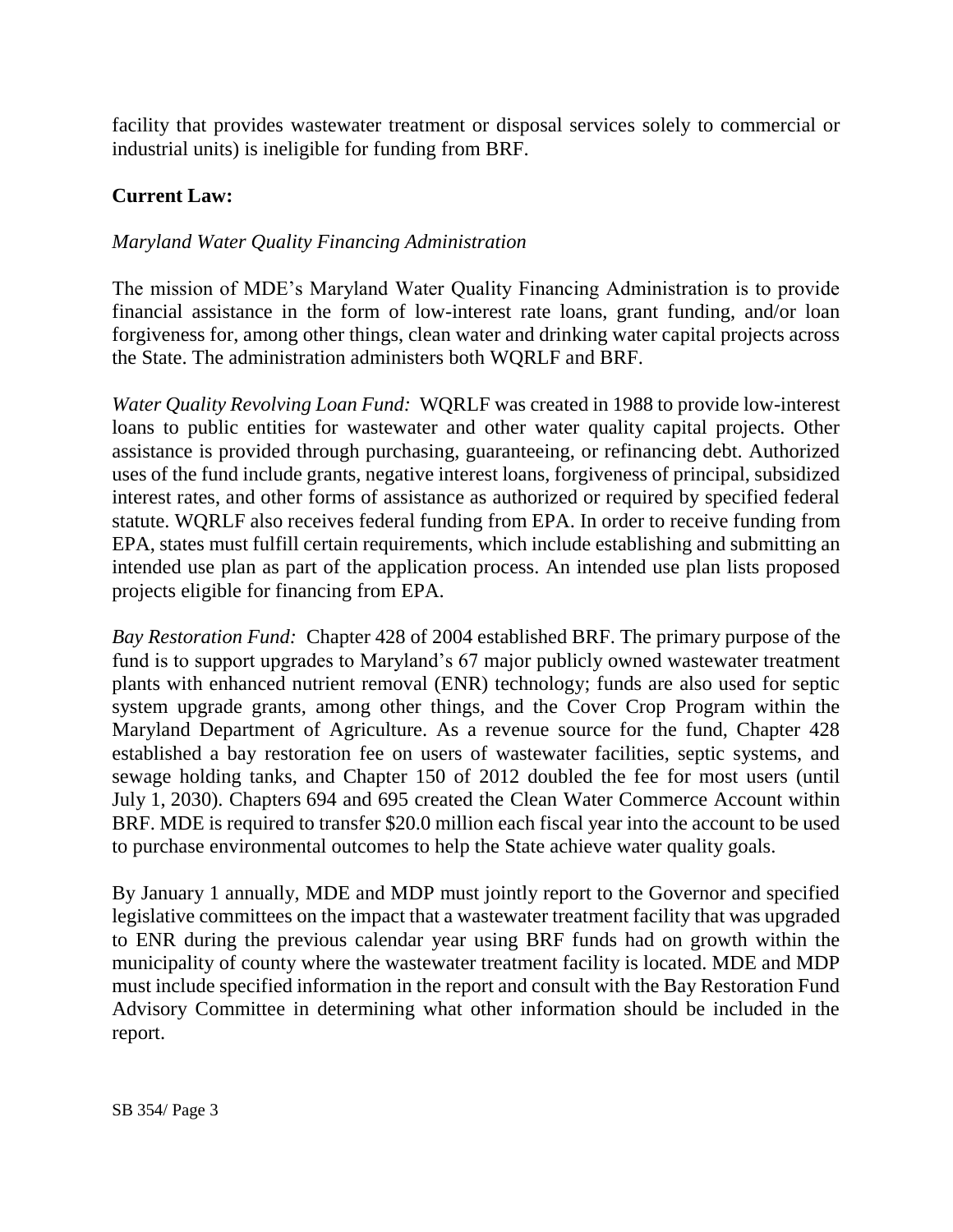facility that provides wastewater treatment or disposal services solely to commercial or industrial units) is ineligible for funding from BRF.

**Current Law:**

*Maryland Water Quality Financing Administration*

The mission of MDE's Maryland Water Quality Financing Administration is to provide financial assistance in the form of low-interest rate loans, grant funding, and/or loan forgiveness for, among other things, clean water and drinking water capital projects across the State. The administration administers both WQRLF and BRF.

*Water Quality Revolving Loan Fund:* WQRLF was created in 1988 to provide low-interest loans to public entities for wastewater and other water quality capital projects. Other assistance is provided through purchasing, guaranteeing, or refinancing debt. Authorized uses of the fund include grants, negative interest loans, forgiveness of principal, subsidized interest rates, and other forms of assistance as authorized or required by specified federal statute. WQRLF also receives federal funding from EPA. In order to receive funding from EPA, states must fulfill certain requirements, which include establishing and submitting an intended use plan as part of the application process. An intended use plan lists proposed projects eligible for financing from EPA.

*Bay Restoration Fund:* Chapter 428 of 2004 established BRF. The primary purpose of the fund is to support upgrades to Maryland's 67 major publicly owned wastewater treatment plants with enhanced nutrient removal (ENR) technology; funds are also used for septic system upgrade grants, among other things, and the Cover Crop Program within the Maryland Department of Agriculture. As a revenue source for the fund, Chapter 428 established a bay restoration fee on users of wastewater facilities, septic systems, and sewage holding tanks, and Chapter 150 of 2012 doubled the fee for most users (until July 1, 2030). Chapters 694 and 695 created the Clean Water Commerce Account within BRF. MDE is required to transfer $20.0 million each fiscal year into the account to be used to purchase environmental outcomes to help the State achieve water quality goals.

By January 1 annually, MDE and MDP must jointly report to the Governor and specified legislative committees on the impact that a wastewater treatment facility that was upgraded to ENR during the previous calendar year using BRF funds had on growth within the municipality of county where the wastewater treatment facility is located. MDE and MDP must include specified information in the report and consult with the Bay Restoration Fund Advisory Committee in determining what other information should be included in the report.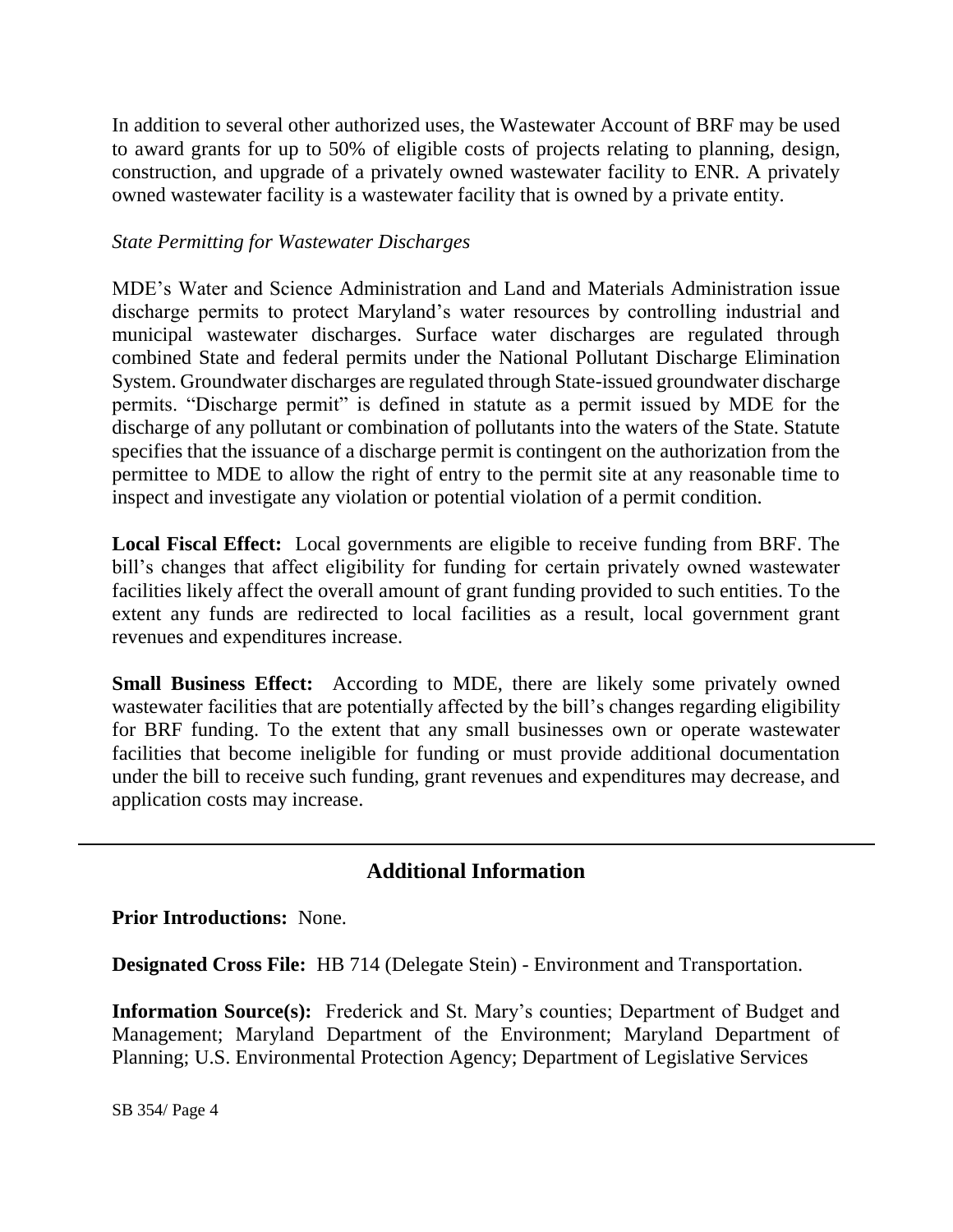In addition to several other authorized uses, the Wastewater Account of BRF may be used to award grants for up to 50% of eligible costs of projects relating to planning, design, construction, and upgrade of a privately owned wastewater facility to ENR. A privately owned wastewater facility is a wastewater facility that is owned by a private entity.

*State Permitting for Wastewater Discharges*

MDE's Water and Science Administration and Land and Materials Administration issue discharge permits to protect Maryland's water resources by controlling industrial and municipal wastewater discharges. Surface water discharges are regulated through combined State and federal permits under the National Pollutant Discharge Elimination System. Groundwater discharges are regulated through State-issued groundwater discharge permits. "Discharge permit" is defined in statute as a permit issued by MDE for the discharge of any pollutant or combination of pollutants into the waters of the State. Statute specifies that the issuance of a discharge permit is contingent on the authorization from the permittee to MDE to allow the right of entry to the permit site at any reasonable time to inspect and investigate any violation or potential violation of a permit condition.

**Local Fiscal Effect:** Local governments are eligible to receive funding from BRF. The bill's changes that affect eligibility for funding for certain privately owned wastewater facilities likely affect the overall amount of grant funding provided to such entities. To the extent any funds are redirected to local facilities as a result, local government grant revenues and expenditures increase.

**Small Business Effect:** According to MDE, there are likely some privately owned wastewater facilities that are potentially affected by the bill's changes regarding eligibility for BRF funding. To the extent that any small businesses own or operate wastewater facilities that become ineligible for funding or must provide additional documentation under the bill to receive such funding, grant revenues and expenditures may decrease, and application costs may increase.

## Additional Information

**Prior Introductions:** None.

**Designated Cross File:** HB 714 (Delegate Stein) - Environment and Transportation.

**Information Source(s):** Frederick and St. Mary's counties; Department of Budget and Management; Maryland Department of the Environment; Maryland Department of Planning; U.S. Environmental Protection Agency; Department of Legislative Services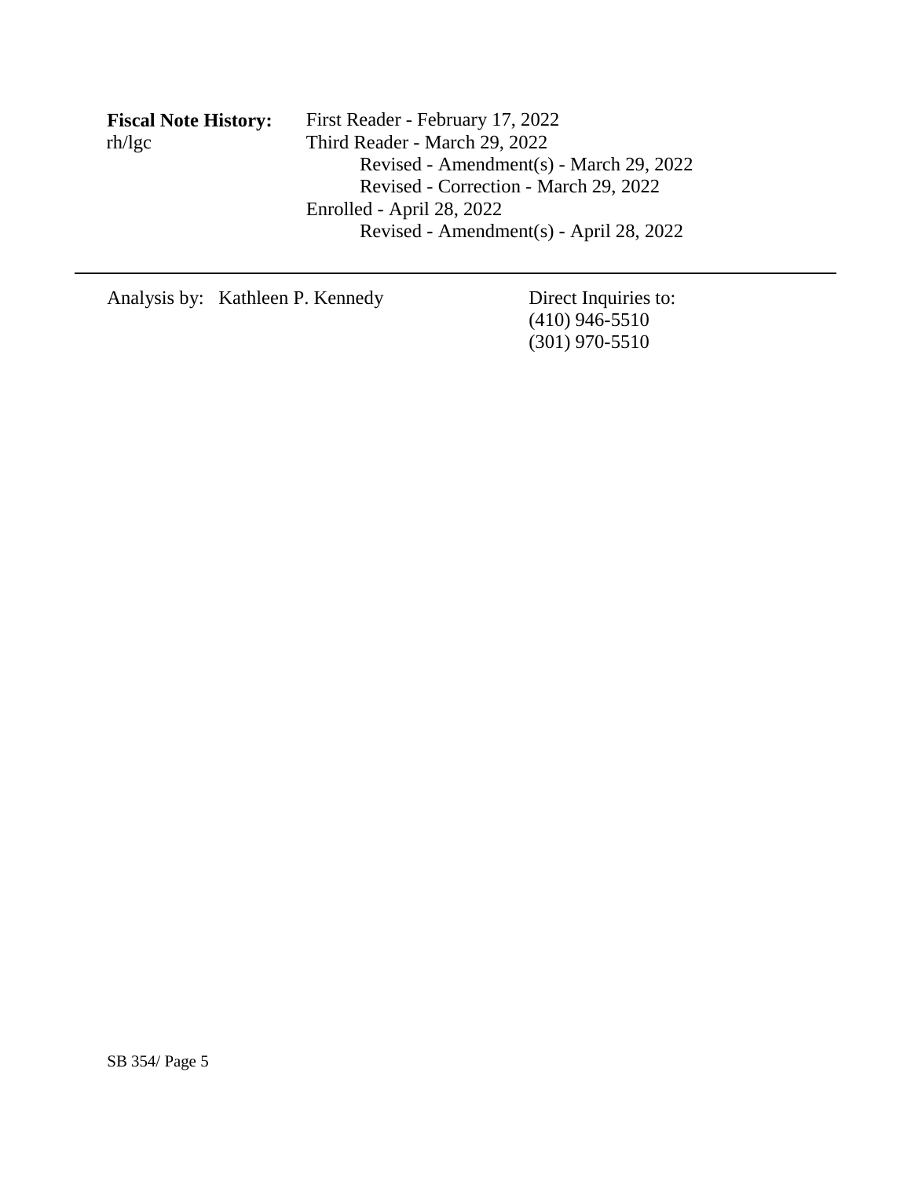| | |
|---|---|
| **Fiscal Note History:** | First Reader - February 17, 2022 |
| rh/lgc | Third Reader - March 29, 2022 |
| | Revised - Amendment(s) - March 29, 2022 |
| | Revised - Correction - March 29, 2022 |
| | Enrolled - April 28, 2022 |
| | Revised - Amendment(s) - April 28, 2022 |

---

Analysis by: Kathleen P. Kennedy

Direct Inquiries to:
(410) 946-5510
(301) 970-5510